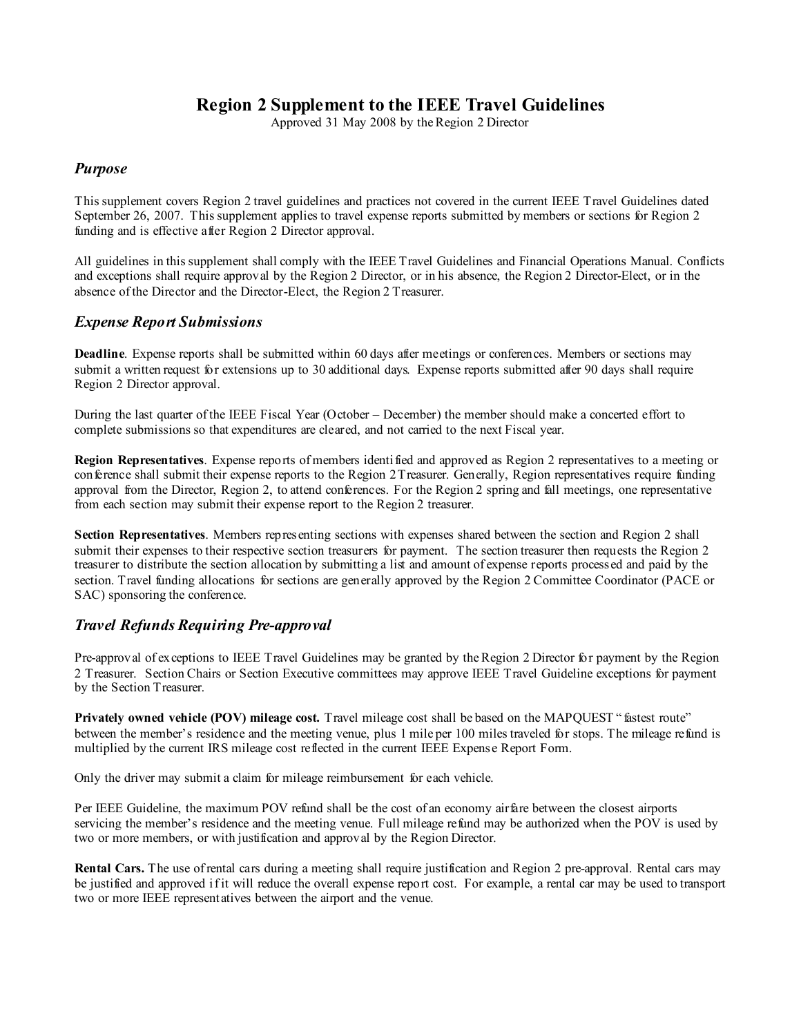# Region 2 Supplement to the IEEE Travel Guidelines

Approved 31 May 2008 by the Region 2 Director

## *Purpose*

This supplement covers Region 2 travel guidelines and practices not covered in the current IEEE Travel Guidelines dated September 26, 2007. This supplement applies to travel expense reports submitted by members or sections for Region 2 funding and is effective after Region 2 Director approval.

All guidelines in this supplement shall comply with the IEEE Travel Guidelines and Financial Operations Manual. Conflicts and exceptions shall require approval by the Region 2 Director, or in his absence, the Region 2 Director-Elect, or in the absence of the Director and the Director-Elect, the Region 2 Treasurer.

## *Expense Report Submissions*

**Deadline**. Expense reports shall be submitted within 60 days after meetings or conferences. Members or sections may submit a written request for extensions up to 30 additional days. Expense reports submitted after 90 days shall require Region 2 Director approval.

During the last quarter of the IEEE Fiscal Year (October – December) the member should make a concerted effort to complete submissions so that expenditures are cleared, and not carried to the next Fiscal year.

**Region Representatives**. Expense reports of members identified and approved as Region 2 representatives to a meeting or conference shall submit their expense reports to the Region 2 Treasurer. Generally, Region representatives require funding approval from the Director, Region 2, to attend conferences. For the Region 2 spring and fall meetings, one representative from each section may submit their expense report to the Region 2 treasurer.

**Section Representatives**. Members representing sections with expenses shared between the section and Region 2 shall submit their expenses to their respective section treasurers for payment. The section treasurer then requests the Region 2 treasurer to distribute the section allocation by submitting a list and amount of expense reports processed and paid by the section. Travel funding allocations for sections are generally approved by the Region 2 Committee Coordinator (PACE or SAC) sponsoring the conference.

## *Travel Refunds Requiring Pre-approval*

Pre-approval of exceptions to IEEE Travel Guidelines may be granted by the Region 2 Director for payment by the Region 2 Treasurer. Section Chairs or Section Executive committees may approve IEEE Travel Guideline exceptions for payment by the Section Treasurer.

**Privately owned vehicle (POV) mileage cost.** Travel mileage cost shall be based on the MAPQUEST "fastest route" between the member's residence and the meeting venue, plus 1 mile per 100 miles traveled for stops. The mileage refund is multiplied by the current IRS mileage cost reflected in the current IEEE Expense Report Form.

Only the driver may submit a claim for mileage reimbursement for each vehicle.

Per IEEE Guideline, the maximum POV refund shall be the cost of an economy airfare between the closest airports servicing the member's residence and the meeting venue. Full mileage refund may be authorized when the POV is used by two or more members, or with justification and approval by the Region Director.

**Rental Cars.** The use of rental cars during a meeting shall require justification and Region 2 pre-approval. Rental cars may be justified and approved if it will reduce the overall expense report cost. For example, a rental car may be used to transport two or more IEEE representatives between the airport and the venue.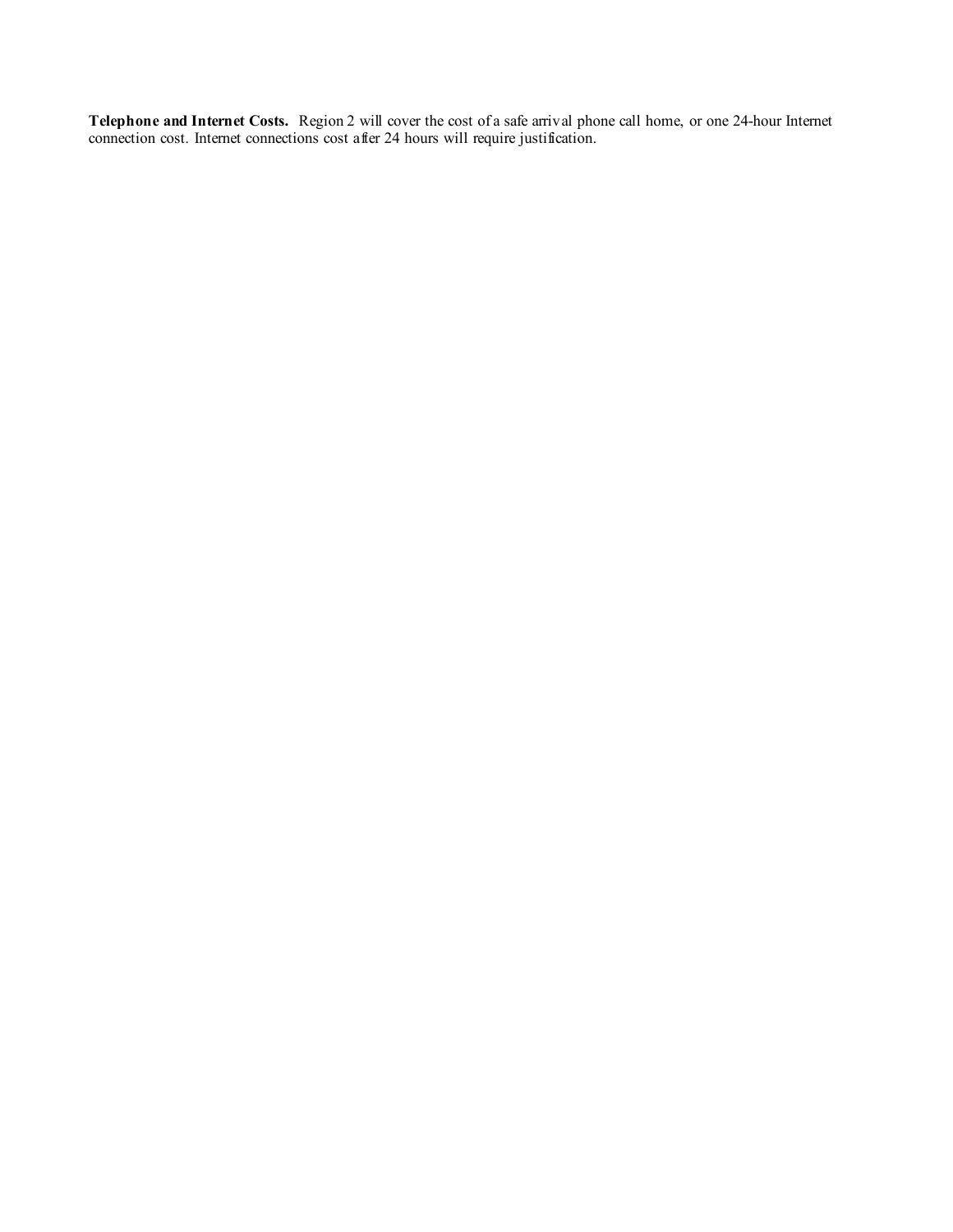**Telephone and Internet Costs.** Region 2 will cover the cost of a safe arrival phone call home, or one 24-hour Internet connection cost. Internet connections cost after 24 hours will require justification.